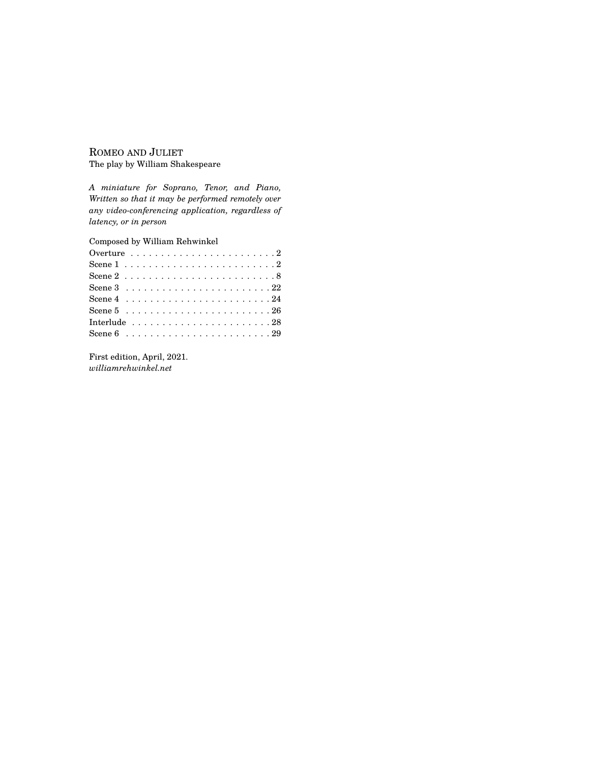# Romeo and Juliet

The play by William Shakespeare

*A miniature for Soprano, Tenor, and Piano, Written so that it may be performed remotely over any video-conferencing application, regardless of latency, or in person*

Composed by William Rehwinkel

| | |
|---|---|
| Overture | 2 |
| Scene 1 | 2 |
| Scene 2 | 8 |
| Scene 3 | 22 |
| Scene 4 | 24 |
| Scene 5 | 26 |
| Interlude | 28 |
| Scene 6 | 29 |

First edition, April, 2021.
*williamrehwinkel.net*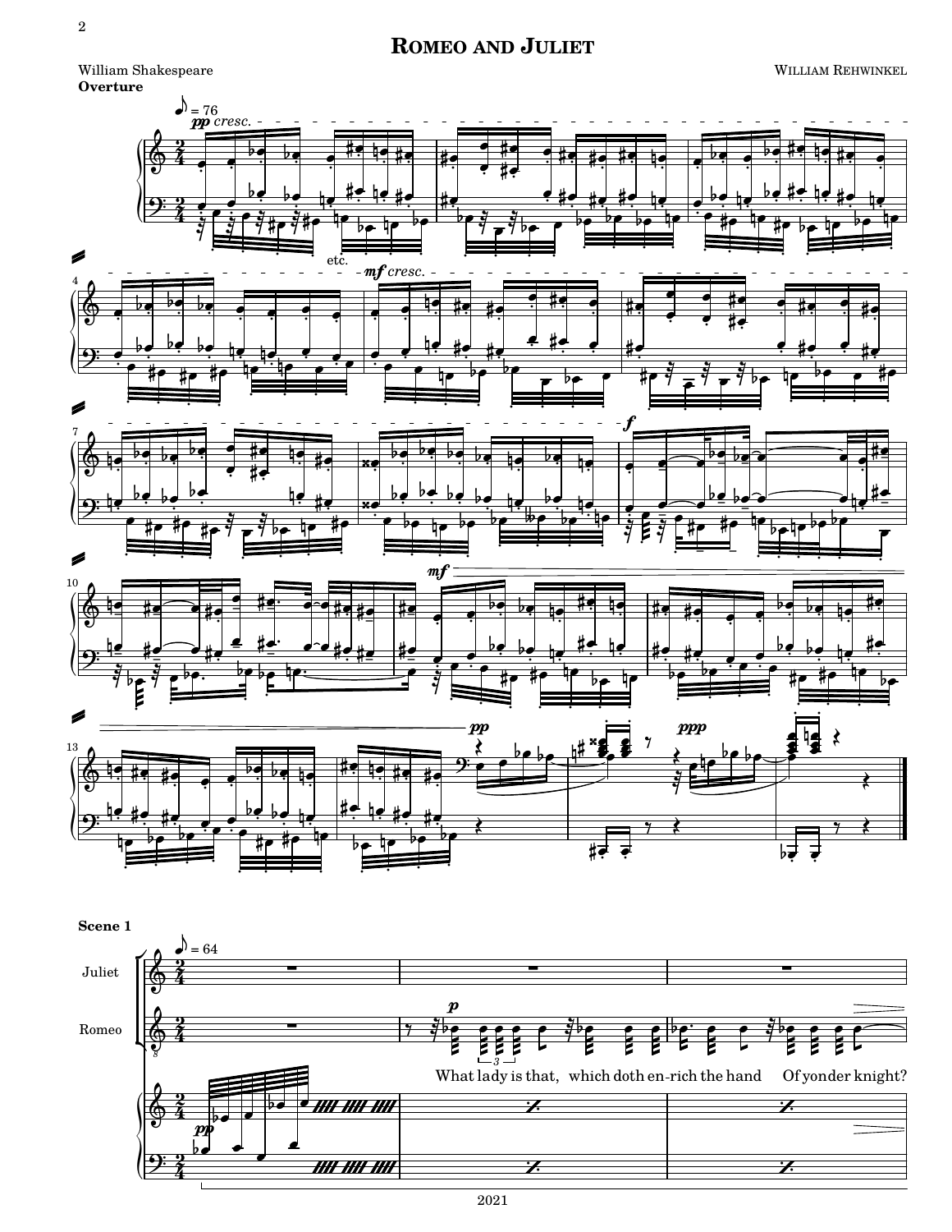# Romeo and Juliet

William Shakespeare

William Rehwinkel

**Overture**

**Scene 1**

Juliet

Romeo

What lady is that, which doth en-rich the hand Of yonder knight?

2021